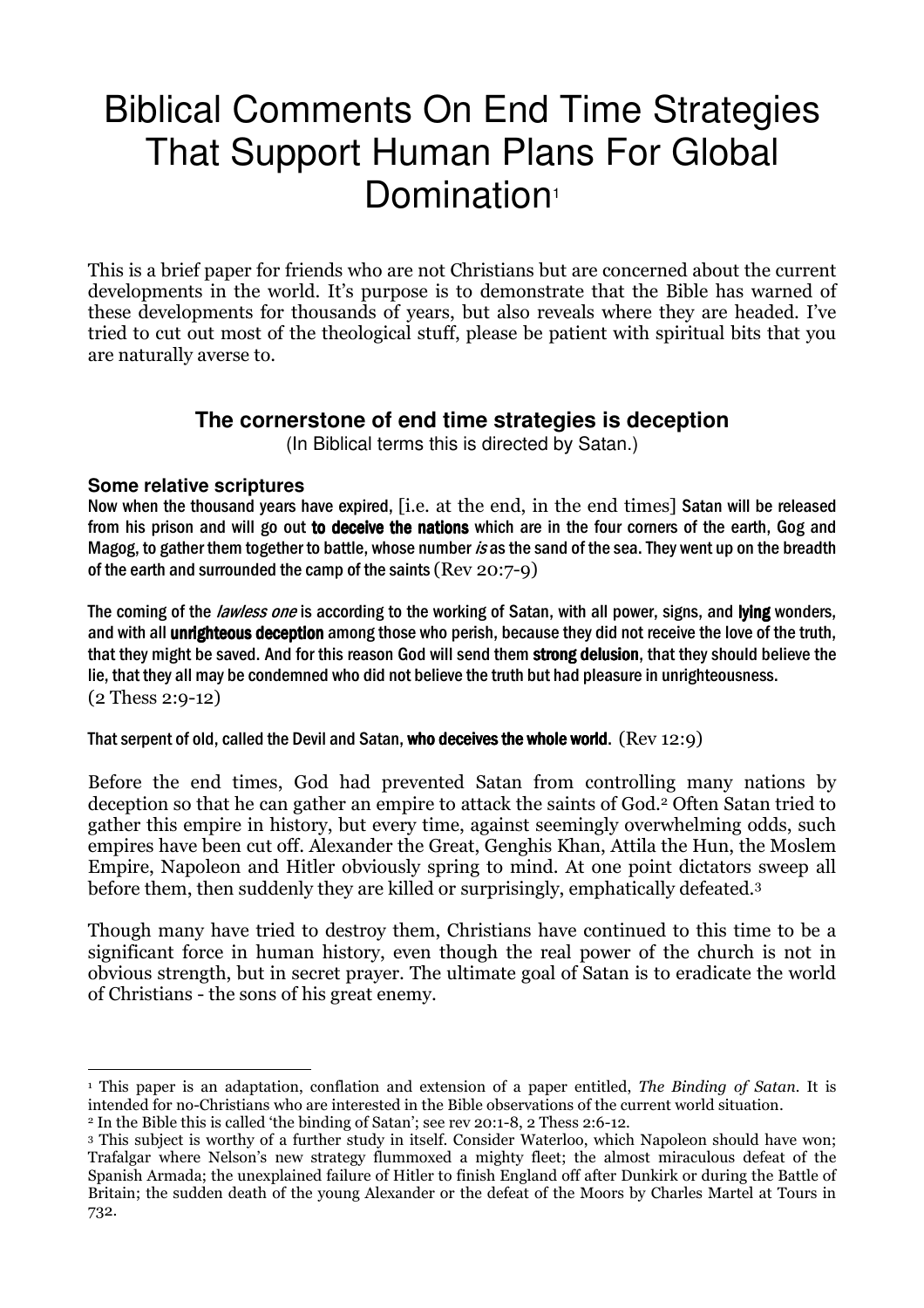# Biblical Comments On End Time Strategies That Support Human Plans For Global Domination[1]

This is a brief paper for friends who are not Christians but are concerned about the current developments in the world. It's purpose is to demonstrate that the Bible has warned of these developments for thousands of years, but also reveals where they are headed. I've tried to cut out most of the theological stuff, please be patient with spiritual bits that you are naturally averse to.

## The cornerstone of end time strategies is deception

(In Biblical terms this is directed by Satan.)

### Some relative scriptures

Now when the thousand years have expired, [i.e. at the end, in the end times] Satan will be released from his prison and will go out **to deceive the nations** which are in the four corners of the earth, Gog and Magog, to gather them together to battle, whose number *is* as the sand of the sea. They went up on the breadth of the earth and surrounded the camp of the saints (Rev 20:7-9)

The coming of the *lawless one* is according to the working of Satan, with all power, signs, and **lying** wonders, and with all **unrighteous deception** among those who perish, because they did not receive the love of the truth, that they might be saved. And for this reason God will send them **strong delusion**, that they should believe the lie, that they all may be condemned who did not believe the truth but had pleasure in unrighteousness. (2 Thess 2:9-12)

That serpent of old, called the Devil and Satan, **who deceives the whole world**. (Rev 12:9)

Before the end times, God had prevented Satan from controlling many nations by deception so that he can gather an empire to attack the saints of God.[2] Often Satan tried to gather this empire in history, but every time, against seemingly overwhelming odds, such empires have been cut off. Alexander the Great, Genghis Khan, Attila the Hun, the Moslem Empire, Napoleon and Hitler obviously spring to mind. At one point dictators sweep all before them, then suddenly they are killed or surprisingly, emphatically defeated.[3]

Though many have tried to destroy them, Christians have continued to this time to be a significant force in human history, even though the real power of the church is not in obvious strength, but in secret prayer. The ultimate goal of Satan is to eradicate the world of Christians - the sons of his great enemy.

---

[1] This paper is an adaptation, conflation and extension of a paper entitled, *The Binding of Satan*. It is intended for no-Christians who are interested in the Bible observations of the current world situation.

[2] In the Bible this is called 'the binding of Satan'; see rev 20:1-8, 2 Thess 2:6-12.

[3] This subject is worthy of a further study in itself. Consider Waterloo, which Napoleon should have won; Trafalgar where Nelson's new strategy flummoxed a mighty fleet; the almost miraculous defeat of the Spanish Armada; the unexplained failure of Hitler to finish England off after Dunkirk or during the Battle of Britain; the sudden death of the young Alexander or the defeat of the Moors by Charles Martel at Tours in 732.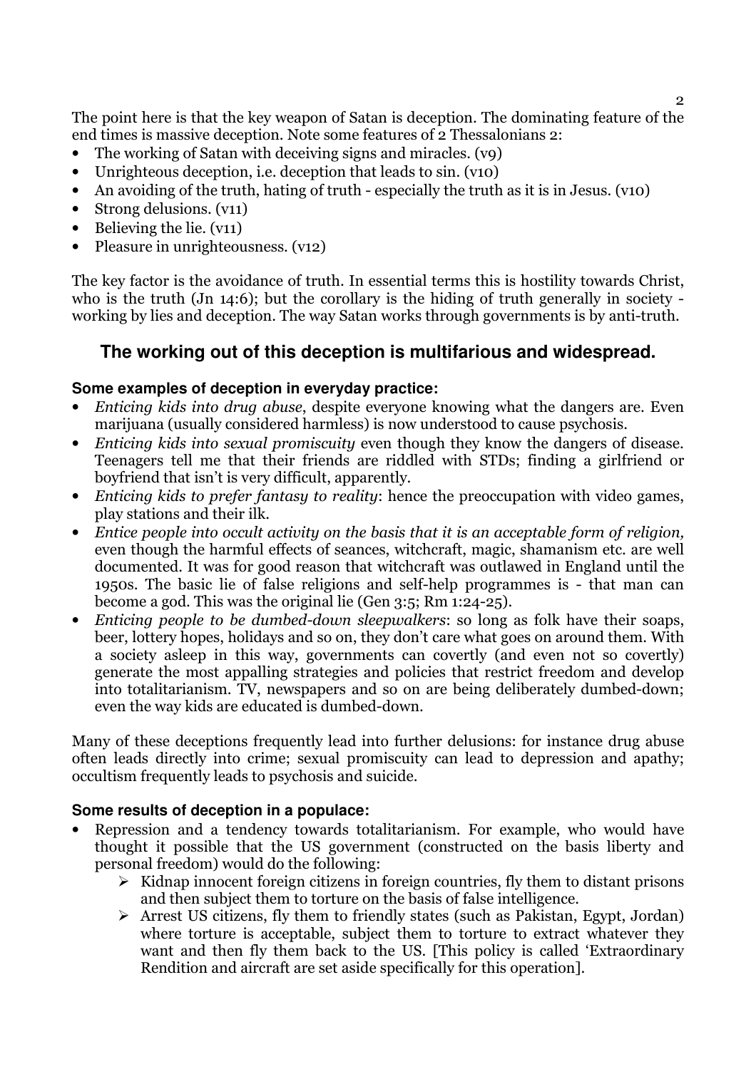The point here is that the key weapon of Satan is deception. The dominating feature of the end times is massive deception. Note some features of 2 Thessalonians 2:

- The working of Satan with deceiving signs and miracles. (v9)
- Unrighteous deception, i.e. deception that leads to sin. (v10)
- An avoiding of the truth, hating of truth - especially the truth as it is in Jesus. (v10)
- Strong delusions. (v11)
- Believing the lie. (v11)
- Pleasure in unrighteousness. (v12)

The key factor is the avoidance of truth. In essential terms this is hostility towards Christ, who is the truth (Jn 14:6); but the corollary is the hiding of truth generally in society - working by lies and deception. The way Satan works through governments is by anti-truth.

## The working out of this deception is multifarious and widespread.

### Some examples of deception in everyday practice:

- *Enticing kids into drug abuse*, despite everyone knowing what the dangers are. Even marijuana (usually considered harmless) is now understood to cause psychosis.
- *Enticing kids into sexual promiscuity* even though they know the dangers of disease. Teenagers tell me that their friends are riddled with STDs; finding a girlfriend or boyfriend that isn't is very difficult, apparently.
- *Enticing kids to prefer fantasy to reality*: hence the preoccupation with video games, play stations and their ilk.
- *Entice people into occult activity on the basis that it is an acceptable form of religion,* even though the harmful effects of seances, witchcraft, magic, shamanism etc. are well documented. It was for good reason that witchcraft was outlawed in England until the 1950s. The basic lie of false religions and self-help programmes is - that man can become a god. This was the original lie (Gen 3:5; Rm 1:24-25).
- *Enticing people to be dumbed-down sleepwalkers*: so long as folk have their soaps, beer, lottery hopes, holidays and so on, they don't care what goes on around them. With a society asleep in this way, governments can covertly (and even not so covertly) generate the most appalling strategies and policies that restrict freedom and develop into totalitarianism. TV, newspapers and so on are being deliberately dumbed-down; even the way kids are educated is dumbed-down.

Many of these deceptions frequently lead into further delusions: for instance drug abuse often leads directly into crime; sexual promiscuity can lead to depression and apathy; occultism frequently leads to psychosis and suicide.

### Some results of deception in a populace:

- Repression and a tendency towards totalitarianism. For example, who would have thought it possible that the US government (constructed on the basis liberty and personal freedom) would do the following:
  - Kidnap innocent foreign citizens in foreign countries, fly them to distant prisons and then subject them to torture on the basis of false intelligence.
  - Arrest US citizens, fly them to friendly states (such as Pakistan, Egypt, Jordan) where torture is acceptable, subject them to torture to extract whatever they want and then fly them back to the US. [This policy is called 'Extraordinary Rendition and aircraft are set aside specifically for this operation].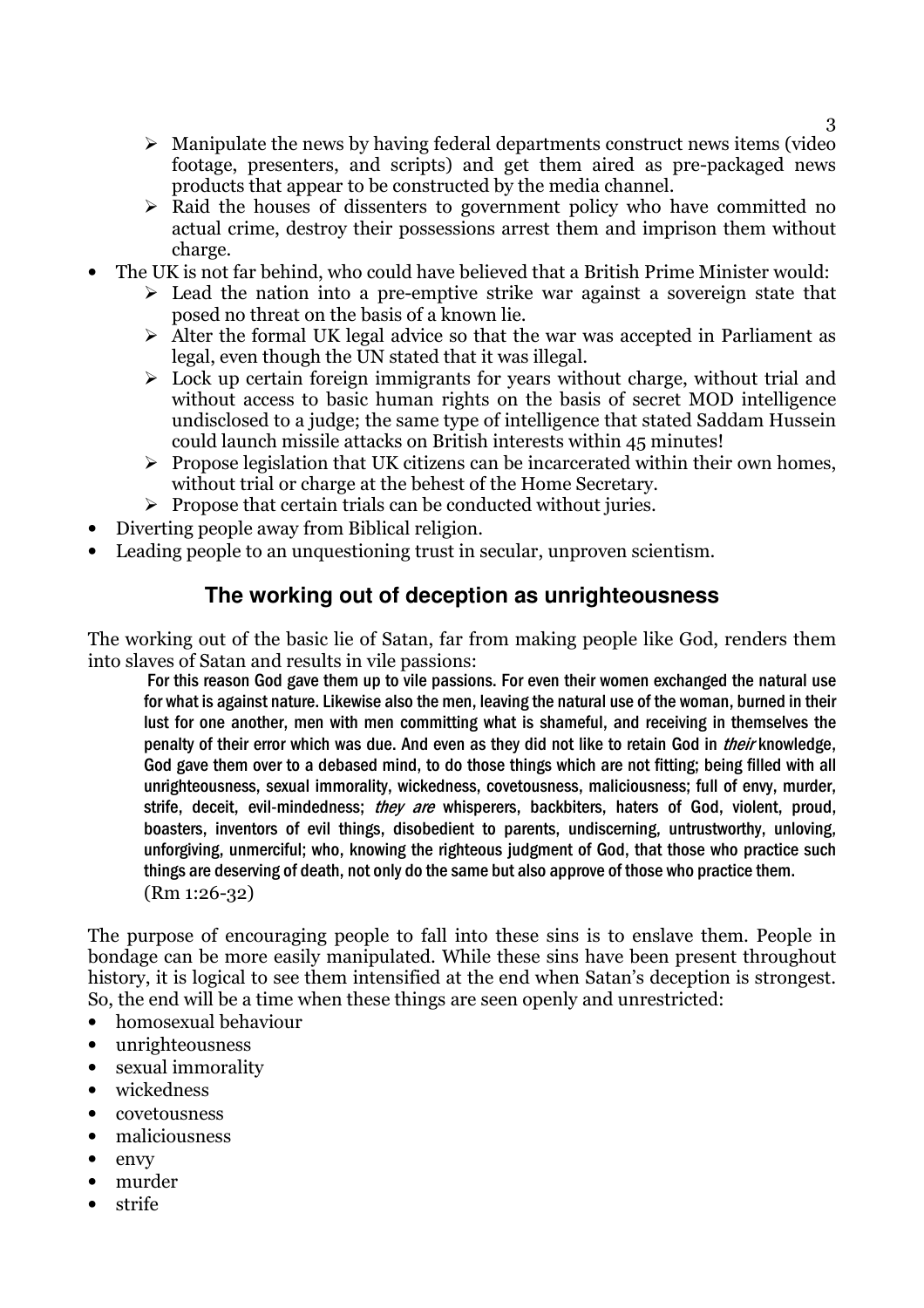- Manipulate the news by having federal departments construct news items (video footage, presenters, and scripts) and get them aired as pre-packaged news products that appear to be constructed by the media channel.
- Raid the houses of dissenters to government policy who have committed no actual crime, destroy their possessions arrest them and imprison them without charge.

- The UK is not far behind, who could have believed that a British Prime Minister would:
  - Lead the nation into a pre-emptive strike war against a sovereign state that posed no threat on the basis of a known lie.
  - Alter the formal UK legal advice so that the war was accepted in Parliament as legal, even though the UN stated that it was illegal.
  - Lock up certain foreign immigrants for years without charge, without trial and without access to basic human rights on the basis of secret MOD intelligence undisclosed to a judge; the same type of intelligence that stated Saddam Hussein could launch missile attacks on British interests within 45 minutes!
  - Propose legislation that UK citizens can be incarcerated within their own homes, without trial or charge at the behest of the Home Secretary.
  - Propose that certain trials can be conducted without juries.
- Diverting people away from Biblical religion.
- Leading people to an unquestioning trust in secular, unproven scientism.

## The working out of deception as unrighteousness

The working out of the basic lie of Satan, far from making people like God, renders them into slaves of Satan and results in vile passions:

> For this reason God gave them up to vile passions. For even their women exchanged the natural use for what is against nature. Likewise also the men, leaving the natural use of the woman, burned in their lust for one another, men with men committing what is shameful, and receiving in themselves the penalty of their error which was due. And even as they did not like to retain God in *their* knowledge, God gave them over to a debased mind, to do those things which are not fitting; being filled with all unrighteousness, sexual immorality, wickedness, covetousness, maliciousness; full of envy, murder, strife, deceit, evil-mindedness; *they are* whisperers, backbiters, haters of God, violent, proud, boasters, inventors of evil things, disobedient to parents, undiscerning, untrustworthy, unloving, unforgiving, unmerciful; who, knowing the righteous judgment of God, that those who practice such things are deserving of death, not only do the same but also approve of those who practice them.
> (Rm 1:26-32)

The purpose of encouraging people to fall into these sins is to enslave them. People in bondage can be more easily manipulated. While these sins have been present throughout history, it is logical to see them intensified at the end when Satan's deception is strongest. So, the end will be a time when these things are seen openly and unrestricted:

- homosexual behaviour
- unrighteousness
- sexual immorality
- wickedness
- covetousness
- maliciousness
- envy
- murder
- strife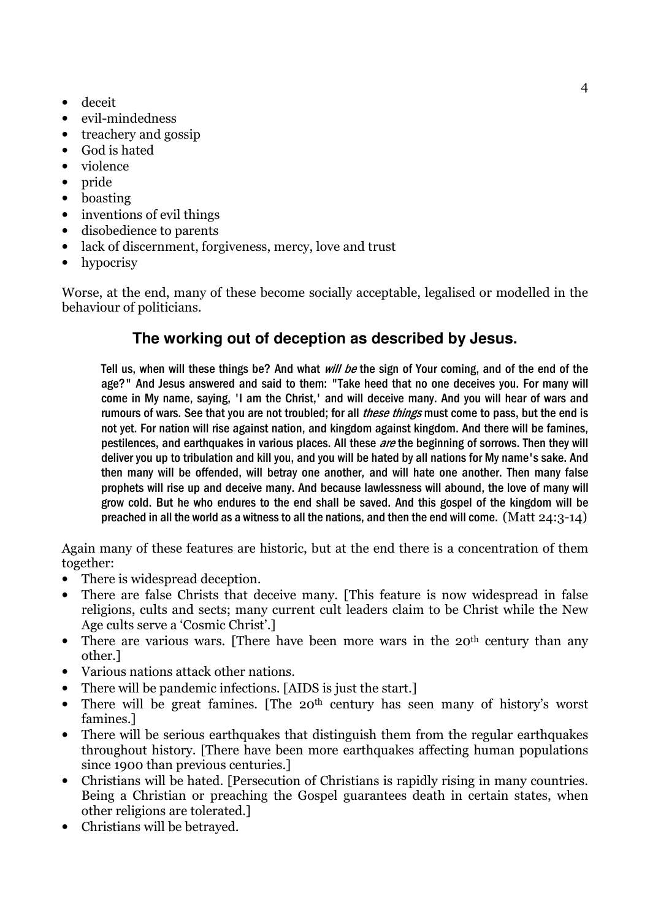- deceit
- evil-mindedness
- treachery and gossip
- God is hated
- violence
- pride
- boasting
- inventions of evil things
- disobedience to parents
- lack of discernment, forgiveness, mercy, love and trust
- hypocrisy

Worse, at the end, many of these become socially acceptable, legalised or modelled in the behaviour of politicians.

## The working out of deception as described by Jesus.

> Tell us, when will these things be? And what *will be* the sign of Your coming, and of the end of the age?" And Jesus answered and said to them: "Take heed that no one deceives you. For many will come in My name, saying, 'I am the Christ,' and will deceive many. And you will hear of wars and rumours of wars. See that you are not troubled; for all *these things* must come to pass, but the end is not yet. For nation will rise against nation, and kingdom against kingdom. And there will be famines, pestilences, and earthquakes in various places. All these *are* the beginning of sorrows. Then they will deliver you up to tribulation and kill you, and you will be hated by all nations for My name's sake. And then many will be offended, will betray one another, and will hate one another. Then many false prophets will rise up and deceive many. And because lawlessness will abound, the love of many will grow cold. But he who endures to the end shall be saved. And this gospel of the kingdom will be preached in all the world as a witness to all the nations, and then the end will come. (Matt 24:3-14)

Again many of these features are historic, but at the end there is a concentration of them together:

- There is widespread deception.
- There are false Christs that deceive many. [This feature is now widespread in false religions, cults and sects; many current cult leaders claim to be Christ while the New Age cults serve a 'Cosmic Christ'.]
- There are various wars. [There have been more wars in the 20th century than any other.]
- Various nations attack other nations.
- There will be pandemic infections. [AIDS is just the start.]
- There will be great famines. [The 20th century has seen many of history's worst famines.]
- There will be serious earthquakes that distinguish them from the regular earthquakes throughout history. [There have been more earthquakes affecting human populations since 1900 than previous centuries.]
- Christians will be hated. [Persecution of Christians is rapidly rising in many countries. Being a Christian or preaching the Gospel guarantees death in certain states, when other religions are tolerated.]
- Christians will be betrayed.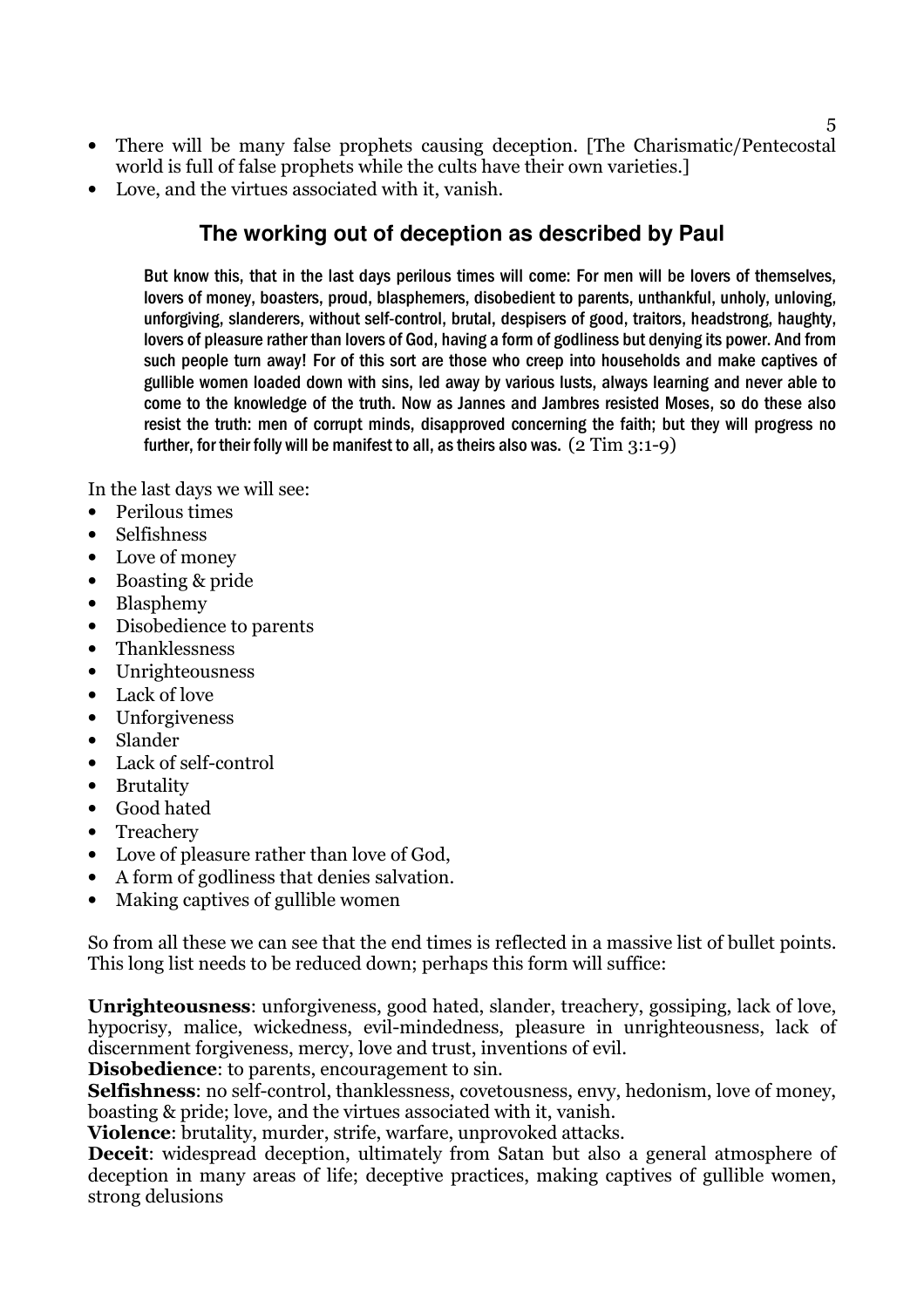- There will be many false prophets causing deception. [The Charismatic/Pentecostal world is full of false prophets while the cults have their own varieties.]
- Love, and the virtues associated with it, vanish.

## The working out of deception as described by Paul

> But know this, that in the last days perilous times will come: For men will be lovers of themselves, lovers of money, boasters, proud, blasphemers, disobedient to parents, unthankful, unholy, unloving, unforgiving, slanderers, without self-control, brutal, despisers of good, traitors, headstrong, haughty, lovers of pleasure rather than lovers of God, having a form of godliness but denying its power. And from such people turn away! For of this sort are those who creep into households and make captives of gullible women loaded down with sins, led away by various lusts, always learning and never able to come to the knowledge of the truth. Now as Jannes and Jambres resisted Moses, so do these also resist the truth: men of corrupt minds, disapproved concerning the faith; but they will progress no further, for their folly will be manifest to all, as theirs also was. (2 Tim 3:1-9)

In the last days we will see:

- Perilous times
- Selfishness
- Love of money
- Boasting & pride
- Blasphemy
- Disobedience to parents
- Thanklessness
- Unrighteousness
- Lack of love
- Unforgiveness
- Slander
- Lack of self-control
- Brutality
- Good hated
- Treachery
- Love of pleasure rather than love of God,
- A form of godliness that denies salvation.
- Making captives of gullible women

So from all these we can see that the end times is reflected in a massive list of bullet points. This long list needs to be reduced down; perhaps this form will suffice:

**Unrighteousness**: unforgiveness, good hated, slander, treachery, gossiping, lack of love, hypocrisy, malice, wickedness, evil-mindedness, pleasure in unrighteousness, lack of discernment forgiveness, mercy, love and trust, inventions of evil.

**Disobedience**: to parents, encouragement to sin.

**Selfishness**: no self-control, thanklessness, covetousness, envy, hedonism, love of money, boasting & pride; love, and the virtues associated with it, vanish.

**Violence**: brutality, murder, strife, warfare, unprovoked attacks.

**Deceit**: widespread deception, ultimately from Satan but also a general atmosphere of deception in many areas of life; deceptive practices, making captives of gullible women, strong delusions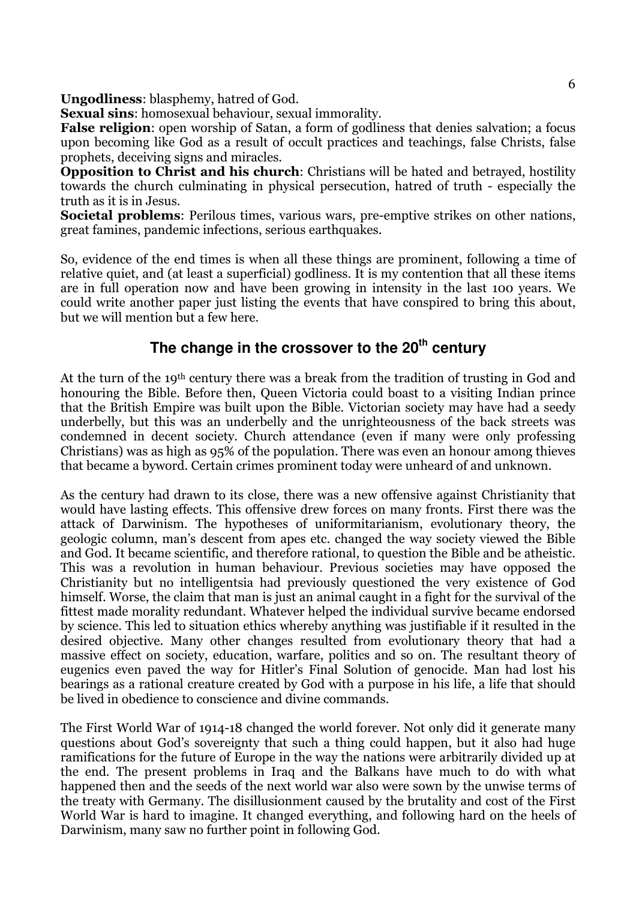**Ungodliness**: blasphemy, hatred of God.
**Sexual sins**: homosexual behaviour, sexual immorality.
**False religion**: open worship of Satan, a form of godliness that denies salvation; a focus upon becoming like God as a result of occult practices and teachings, false Christs, false prophets, deceiving signs and miracles.
**Opposition to Christ and his church**: Christians will be hated and betrayed, hostility towards the church culminating in physical persecution, hatred of truth - especially the truth as it is in Jesus.
**Societal problems**: Perilous times, various wars, pre-emptive strikes on other nations, great famines, pandemic infections, serious earthquakes.

So, evidence of the end times is when all these things are prominent, following a time of relative quiet, and (at least a superficial) godliness. It is my contention that all these items are in full operation now and have been growing in intensity in the last 100 years. We could write another paper just listing the events that have conspired to bring this about, but we will mention but a few here.

## The change in the crossover to the 20th century

At the turn of the 19th century there was a break from the tradition of trusting in God and honouring the Bible. Before then, Queen Victoria could boast to a visiting Indian prince that the British Empire was built upon the Bible. Victorian society may have had a seedy underbelly, but this was an underbelly and the unrighteousness of the back streets was condemned in decent society. Church attendance (even if many were only professing Christians) was as high as 95% of the population. There was even an honour among thieves that became a byword. Certain crimes prominent today were unheard of and unknown.

As the century had drawn to its close, there was a new offensive against Christianity that would have lasting effects. This offensive drew forces on many fronts. First there was the attack of Darwinism. The hypotheses of uniformitarianism, evolutionary theory, the geologic column, man's descent from apes etc. changed the way society viewed the Bible and God. It became scientific, and therefore rational, to question the Bible and be atheistic. This was a revolution in human behaviour. Previous societies may have opposed the Christianity but no intelligentsia had previously questioned the very existence of God himself. Worse, the claim that man is just an animal caught in a fight for the survival of the fittest made morality redundant. Whatever helped the individual survive became endorsed by science. This led to situation ethics whereby anything was justifiable if it resulted in the desired objective. Many other changes resulted from evolutionary theory that had a massive effect on society, education, warfare, politics and so on. The resultant theory of eugenics even paved the way for Hitler's Final Solution of genocide. Man had lost his bearings as a rational creature created by God with a purpose in his life, a life that should be lived in obedience to conscience and divine commands.

The First World War of 1914-18 changed the world forever. Not only did it generate many questions about God's sovereignty that such a thing could happen, but it also had huge ramifications for the future of Europe in the way the nations were arbitrarily divided up at the end. The present problems in Iraq and the Balkans have much to do with what happened then and the seeds of the next world war also were sown by the unwise terms of the treaty with Germany. The disillusionment caused by the brutality and cost of the First World War is hard to imagine. It changed everything, and following hard on the heels of Darwinism, many saw no further point in following God.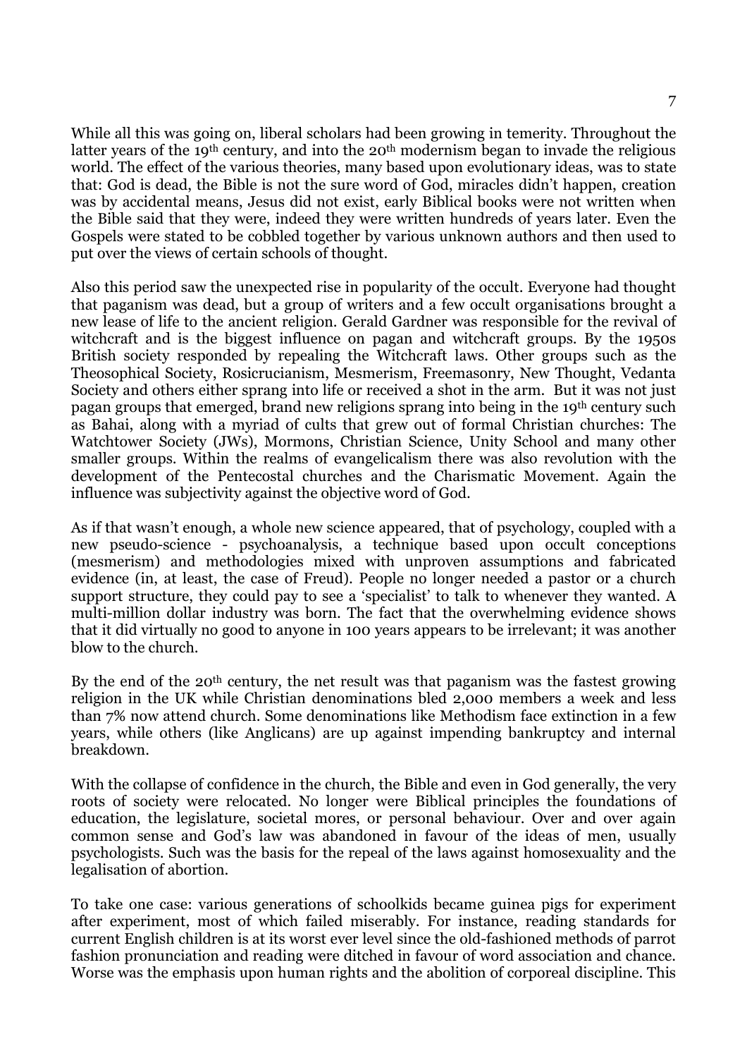While all this was going on, liberal scholars had been growing in temerity. Throughout the latter years of the 19th century, and into the 20th modernism began to invade the religious world. The effect of the various theories, many based upon evolutionary ideas, was to state that: God is dead, the Bible is not the sure word of God, miracles didn't happen, creation was by accidental means, Jesus did not exist, early Biblical books were not written when the Bible said that they were, indeed they were written hundreds of years later. Even the Gospels were stated to be cobbled together by various unknown authors and then used to put over the views of certain schools of thought.

Also this period saw the unexpected rise in popularity of the occult. Everyone had thought that paganism was dead, but a group of writers and a few occult organisations brought a new lease of life to the ancient religion. Gerald Gardner was responsible for the revival of witchcraft and is the biggest influence on pagan and witchcraft groups. By the 1950s British society responded by repealing the Witchcraft laws. Other groups such as the Theosophical Society, Rosicrucianism, Mesmerism, Freemasonry, New Thought, Vedanta Society and others either sprang into life or received a shot in the arm. But it was not just pagan groups that emerged, brand new religions sprang into being in the 19th century such as Bahai, along with a myriad of cults that grew out of formal Christian churches: The Watchtower Society (JWs), Mormons, Christian Science, Unity School and many other smaller groups. Within the realms of evangelicalism there was also revolution with the development of the Pentecostal churches and the Charismatic Movement. Again the influence was subjectivity against the objective word of God.

As if that wasn't enough, a whole new science appeared, that of psychology, coupled with a new pseudo-science - psychoanalysis, a technique based upon occult conceptions (mesmerism) and methodologies mixed with unproven assumptions and fabricated evidence (in, at least, the case of Freud). People no longer needed a pastor or a church support structure, they could pay to see a 'specialist' to talk to whenever they wanted. A multi-million dollar industry was born. The fact that the overwhelming evidence shows that it did virtually no good to anyone in 100 years appears to be irrelevant; it was another blow to the church.

By the end of the 20th century, the net result was that paganism was the fastest growing religion in the UK while Christian denominations bled 2,000 members a week and less than 7% now attend church. Some denominations like Methodism face extinction in a few years, while others (like Anglicans) are up against impending bankruptcy and internal breakdown.

With the collapse of confidence in the church, the Bible and even in God generally, the very roots of society were relocated. No longer were Biblical principles the foundations of education, the legislature, societal mores, or personal behaviour. Over and over again common sense and God's law was abandoned in favour of the ideas of men, usually psychologists. Such was the basis for the repeal of the laws against homosexuality and the legalisation of abortion.

To take one case: various generations of schoolkids became guinea pigs for experiment after experiment, most of which failed miserably. For instance, reading standards for current English children is at its worst ever level since the old-fashioned methods of parrot fashion pronunciation and reading were ditched in favour of word association and chance. Worse was the emphasis upon human rights and the abolition of corporeal discipline. This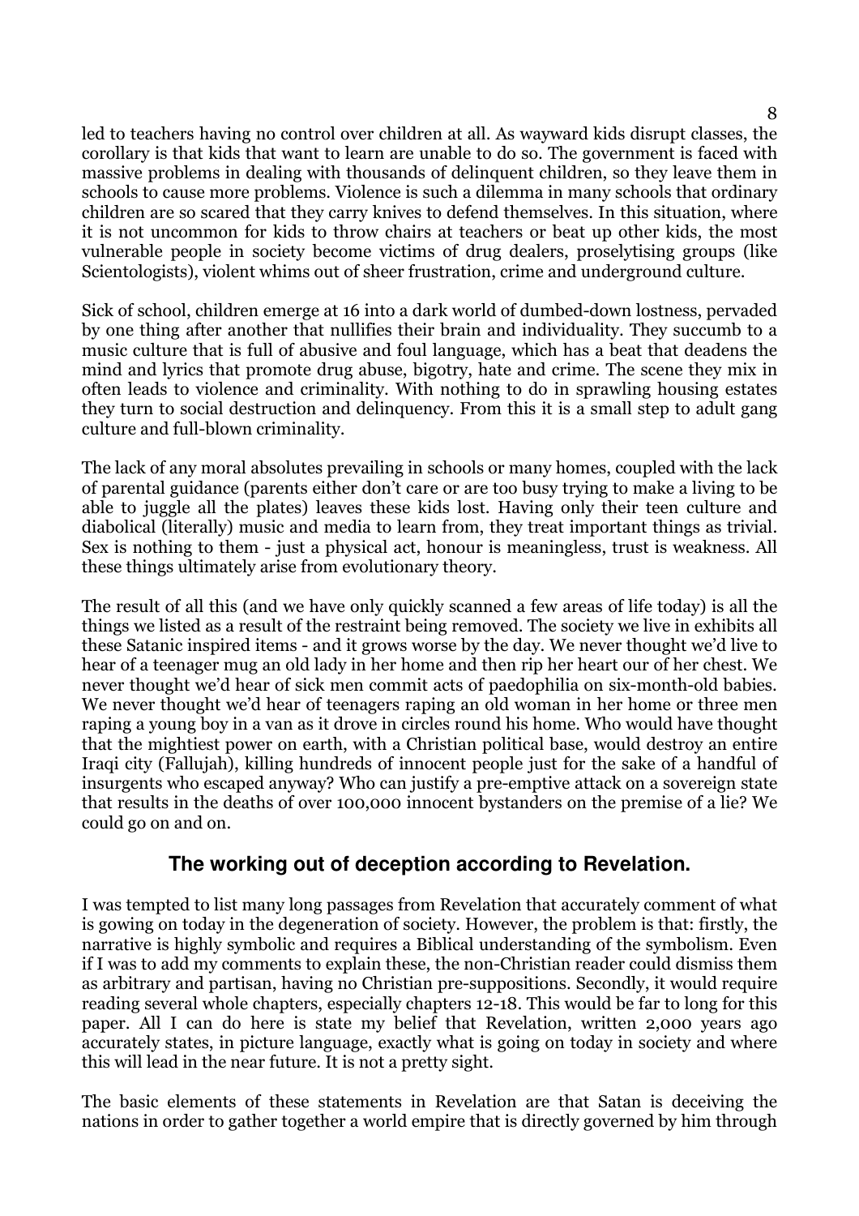led to teachers having no control over children at all. As wayward kids disrupt classes, the corollary is that kids that want to learn are unable to do so. The government is faced with massive problems in dealing with thousands of delinquent children, so they leave them in schools to cause more problems. Violence is such a dilemma in many schools that ordinary children are so scared that they carry knives to defend themselves. In this situation, where it is not uncommon for kids to throw chairs at teachers or beat up other kids, the most vulnerable people in society become victims of drug dealers, proselytising groups (like Scientologists), violent whims out of sheer frustration, crime and underground culture.

Sick of school, children emerge at 16 into a dark world of dumbed-down lostness, pervaded by one thing after another that nullifies their brain and individuality. They succumb to a music culture that is full of abusive and foul language, which has a beat that deadens the mind and lyrics that promote drug abuse, bigotry, hate and crime. The scene they mix in often leads to violence and criminality. With nothing to do in sprawling housing estates they turn to social destruction and delinquency. From this it is a small step to adult gang culture and full-blown criminality.

The lack of any moral absolutes prevailing in schools or many homes, coupled with the lack of parental guidance (parents either don't care or are too busy trying to make a living to be able to juggle all the plates) leaves these kids lost. Having only their teen culture and diabolical (literally) music and media to learn from, they treat important things as trivial. Sex is nothing to them - just a physical act, honour is meaningless, trust is weakness. All these things ultimately arise from evolutionary theory.

The result of all this (and we have only quickly scanned a few areas of life today) is all the things we listed as a result of the restraint being removed. The society we live in exhibits all these Satanic inspired items - and it grows worse by the day. We never thought we'd live to hear of a teenager mug an old lady in her home and then rip her heart our of her chest. We never thought we'd hear of sick men commit acts of paedophilia on six-month-old babies. We never thought we'd hear of teenagers raping an old woman in her home or three men raping a young boy in a van as it drove in circles round his home. Who would have thought that the mightiest power on earth, with a Christian political base, would destroy an entire Iraqi city (Fallujah), killing hundreds of innocent people just for the sake of a handful of insurgents who escaped anyway? Who can justify a pre-emptive attack on a sovereign state that results in the deaths of over 100,000 innocent bystanders on the premise of a lie? We could go on and on.

## The working out of deception according to Revelation.

I was tempted to list many long passages from Revelation that accurately comment of what is gowing on today in the degeneration of society. However, the problem is that: firstly, the narrative is highly symbolic and requires a Biblical understanding of the symbolism. Even if I was to add my comments to explain these, the non-Christian reader could dismiss them as arbitrary and partisan, having no Christian pre-suppositions. Secondly, it would require reading several whole chapters, especially chapters 12-18. This would be far to long for this paper. All I can do here is state my belief that Revelation, written 2,000 years ago accurately states, in picture language, exactly what is going on today in society and where this will lead in the near future. It is not a pretty sight.

The basic elements of these statements in Revelation are that Satan is deceiving the nations in order to gather together a world empire that is directly governed by him through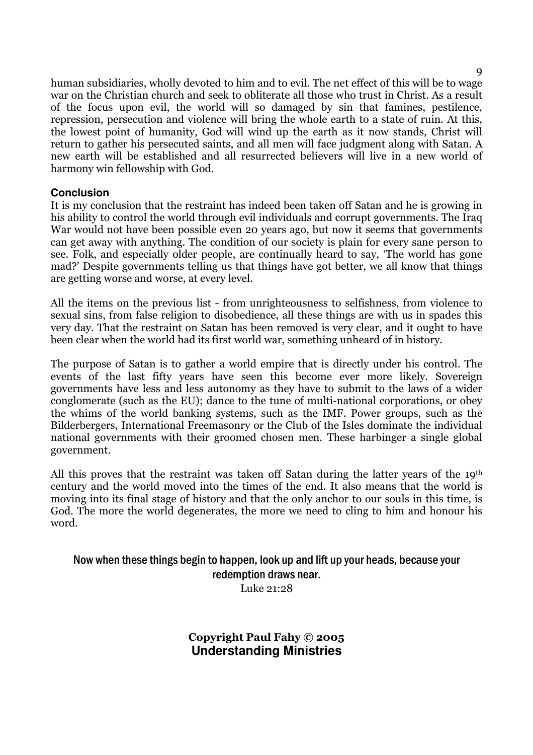human subsidiaries, wholly devoted to him and to evil. The net effect of this will be to wage war on the Christian church and seek to obliterate all those who trust in Christ. As a result of the focus upon evil, the world will so damaged by sin that famines, pestilence, repression, persecution and violence will bring the whole earth to a state of ruin. At this, the lowest point of humanity, God will wind up the earth as it now stands, Christ will return to gather his persecuted saints, and all men will face judgment along with Satan. A new earth will be established and all resurrected believers will live in a new world of harmony win fellowship with God.

## Conclusion

It is my conclusion that the restraint has indeed been taken off Satan and he is growing in his ability to control the world through evil individuals and corrupt governments. The Iraq War would not have been possible even 20 years ago, but now it seems that governments can get away with anything. The condition of our society is plain for every sane person to see. Folk, and especially older people, are continually heard to say, 'The world has gone mad?' Despite governments telling us that things have got better, we all know that things are getting worse and worse, at every level.

All the items on the previous list - from unrighteousness to selfishness, from violence to sexual sins, from false religion to disobedience, all these things are with us in spades this very day. That the restraint on Satan has been removed is very clear, and it ought to have been clear when the world had its first world war, something unheard of in history.

The purpose of Satan is to gather a world empire that is directly under his control. The events of the last fifty years have seen this become ever more likely. Sovereign governments have less and less autonomy as they have to submit to the laws of a wider conglomerate (such as the EU); dance to the tune of multi-national corporations, or obey the whims of the world banking systems, such as the IMF. Power groups, such as the Bilderbergers, International Freemasonry or the Club of the Isles dominate the individual national governments with their groomed chosen men. These harbinger a single global government.

All this proves that the restraint was taken off Satan during the latter years of the 19th century and the world moved into the times of the end. It also means that the world is moving into its final stage of history and that the only anchor to our souls in this time, is God. The more the world degenerates, the more we need to cling to him and honour his word.

**Now when these things begin to happen, look up and lift up your heads, because your redemption draws near.**
Luke 21:28

**Copyright Paul Fahy © 2005**
**Understanding Ministries**